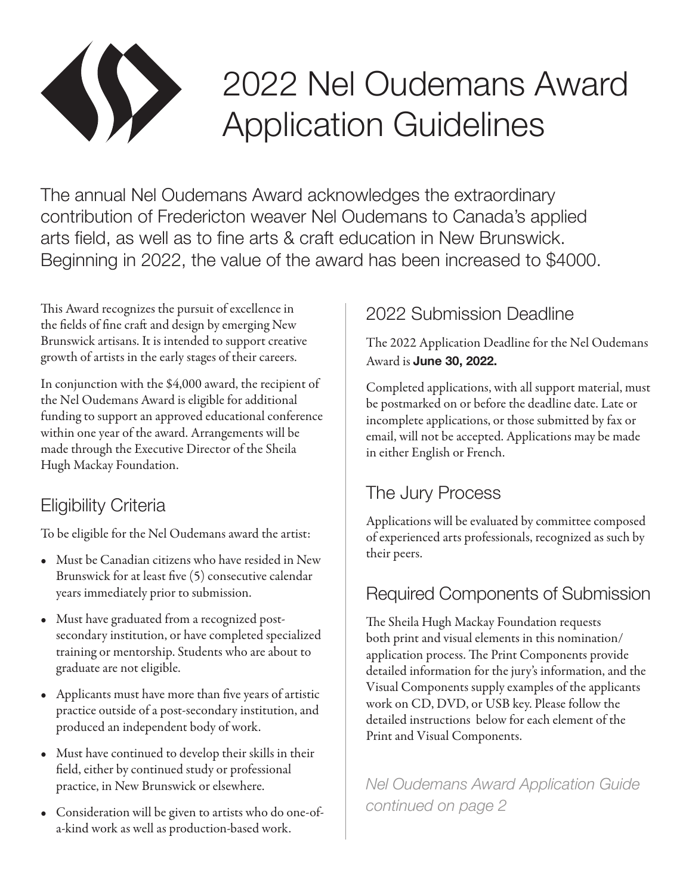# 2022 Nel Oudemans Award Application Guidelines

The annual Nel Oudemans Award acknowledges the extraordinary contribution of Fredericton weaver Nel Oudemans to Canada's applied arts field, as well as to fine arts & craft education in New Brunswick. Beginning in 2022, the value of the award has been increased to $4000.

This Award recognizes the pursuit of excellence in the fields of fine craft and design by emerging New Brunswick artisans. It is intended to support creative growth of artists in the early stages of their careers.

In conjunction with the $4,000 award, the recipient of the Nel Oudemans Award is eligible for additional funding to support an approved educational conference within one year of the award. Arrangements will be made through the Executive Director of the Sheila Hugh Mackay Foundation.

## Eligibility Criteria

To be eligible for the Nel Oudemans award the artist:

- Must be Canadian citizens who have resided in New Brunswick for at least five (5) consecutive calendar years immediately prior to submission.
- Must have graduated from a recognized post-secondary institution, or have completed specialized training or mentorship. Students who are about to graduate are not eligible.
- Applicants must have more than five years of artistic practice outside of a post-secondary institution, and produced an independent body of work.
- Must have continued to develop their skills in their field, either by continued study or professional practice, in New Brunswick or elsewhere.
- Consideration will be given to artists who do one-of-a-kind work as well as production-based work.

## 2022 Submission Deadline

The 2022 Application Deadline for the Nel Oudemans Award is **June 30, 2022.**

Completed applications, with all support material, must be postmarked on or before the deadline date. Late or incomplete applications, or those submitted by fax or email, will not be accepted. Applications may be made in either English or French.

## The Jury Process

Applications will be evaluated by committee composed of experienced arts professionals, recognized as such by their peers.

## Required Components of Submission

The Sheila Hugh Mackay Foundation requests both print and visual elements in this nomination/application process. The Print Components provide detailed information for the jury's information, and the Visual Components supply examples of the applicants work on CD, DVD, or USB key. Please follow the detailed instructions below for each element of the Print and Visual Components.

*Nel Oudemans Award Application Guide continued on page 2*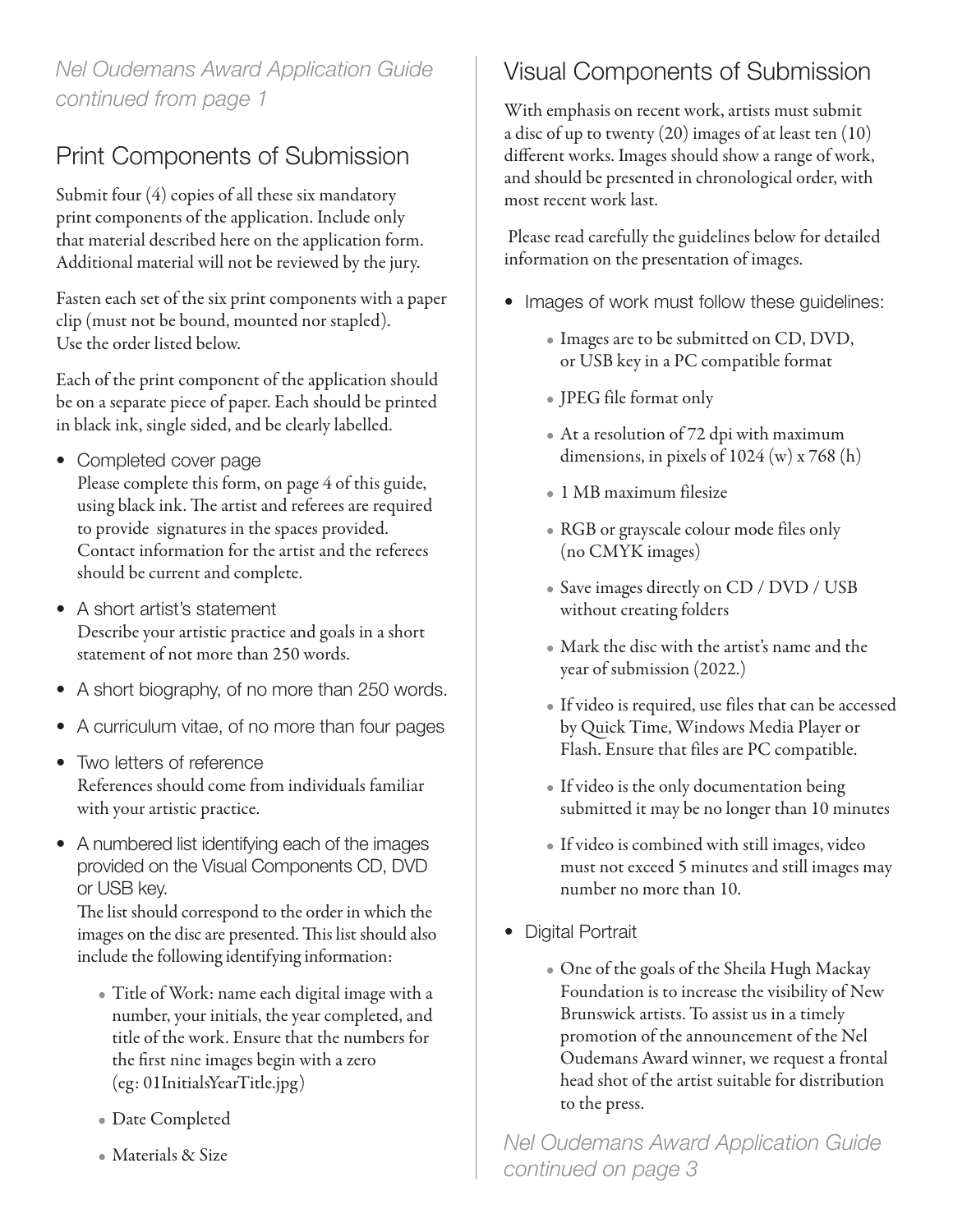*Nel Oudemans Award Application Guide continued from page 1*

## Print Components of Submission

Submit four (4) copies of all these six mandatory print components of the application. Include only that material described here on the application form. Additional material will not be reviewed by the jury.

Fasten each set of the six print components with a paper clip (must not be bound, mounted nor stapled). Use the order listed below.

Each of the print component of the application should be on a separate piece of paper. Each should be printed in black ink, single sided, and be clearly labelled.

- Completed cover page
  Please complete this form, on page 4 of this guide, using black ink. The artist and referees are required to provide signatures in the spaces provided. Contact information for the artist and the referees should be current and complete.
- A short artist's statement
  Describe your artistic practice and goals in a short statement of not more than 250 words.
- A short biography, of no more than 250 words.
- A curriculum vitae, of no more than four pages
- Two letters of reference
  References should come from individuals familiar with your artistic practice.
- A numbered list identifying each of the images provided on the Visual Components CD, DVD or USB key.
  The list should correspond to the order in which the images on the disc are presented. This list should also include the following identifying information:
    - Title of Work: name each digital image with a number, your initials, the year completed, and title of the work. Ensure that the numbers for the first nine images begin with a zero (eg: 01InitialsYearTitle.jpg)
    - Date Completed
    - Materials & Size

## Visual Components of Submission

With emphasis on recent work, artists must submit a disc of up to twenty (20) images of at least ten (10) different works. Images should show a range of work, and should be presented in chronological order, with most recent work last.

Please read carefully the guidelines below for detailed information on the presentation of images.

- Images of work must follow these guidelines:
    - Images are to be submitted on CD, DVD, or USB key in a PC compatible format
    - JPEG file format only
    - At a resolution of 72 dpi with maximum dimensions, in pixels of 1024 (w) x 768 (h)
    - 1 MB maximum filesize
    - RGB or grayscale colour mode files only (no CMYK images)
    - Save images directly on CD / DVD / USB without creating folders
    - Mark the disc with the artist's name and the year of submission (2022.)
    - If video is required, use files that can be accessed by Quick Time, Windows Media Player or Flash. Ensure that files are PC compatible.
    - If video is the only documentation being submitted it may be no longer than 10 minutes
    - If video is combined with still images, video must not exceed 5 minutes and still images may number no more than 10.
- Digital Portrait
    - One of the goals of the Sheila Hugh Mackay Foundation is to increase the visibility of New Brunswick artists. To assist us in a timely promotion of the announcement of the Nel Oudemans Award winner, we request a frontal head shot of the artist suitable for distribution to the press.

*Nel Oudemans Award Application Guide continued on page 3*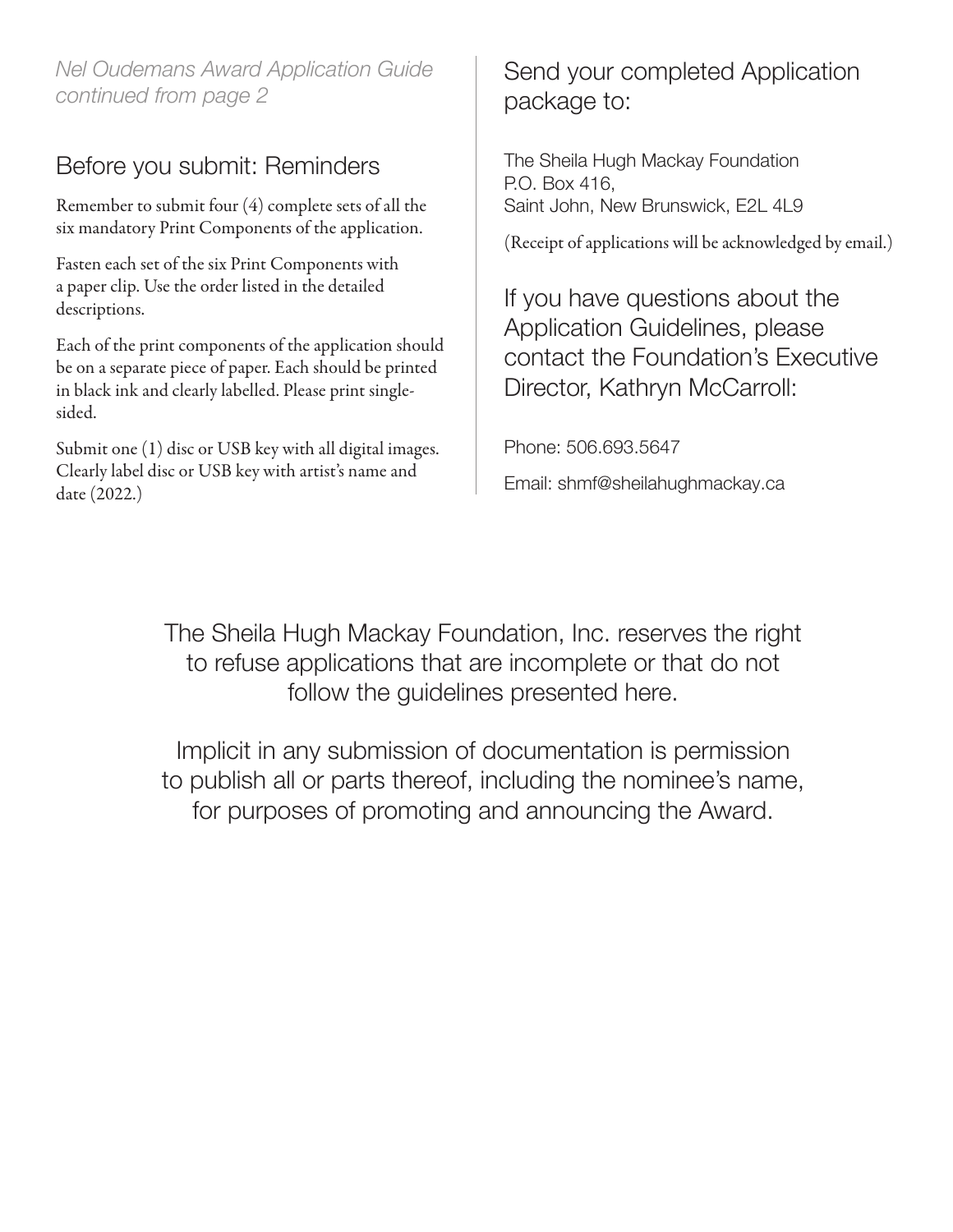*Nel Oudemans Award Application Guide continued from page 2*

## Before you submit: Reminders

Remember to submit four (4) complete sets of all the six mandatory Print Components of the application.

Fasten each set of the six Print Components with a paper clip. Use the order listed in the detailed descriptions.

Each of the print components of the application should be on a separate piece of paper. Each should be printed in black ink and clearly labelled. Please print single-sided.

Submit one (1) disc or USB key with all digital images. Clearly label disc or USB key with artist's name and date (2022.)

## Send your completed Application package to:

The Sheila Hugh Mackay Foundation
P.O. Box 416,
Saint John, New Brunswick, E2L 4L9

(Receipt of applications will be acknowledged by email.)

## If you have questions about the Application Guidelines, please contact the Foundation's Executive Director, Kathryn McCarroll:

Phone: 506.693.5647

Email: shmf@sheilahughmackay.ca

The Sheila Hugh Mackay Foundation, Inc. reserves the right to refuse applications that are incomplete or that do not follow the guidelines presented here.

Implicit in any submission of documentation is permission to publish all or parts thereof, including the nominee's name, for purposes of promoting and announcing the Award.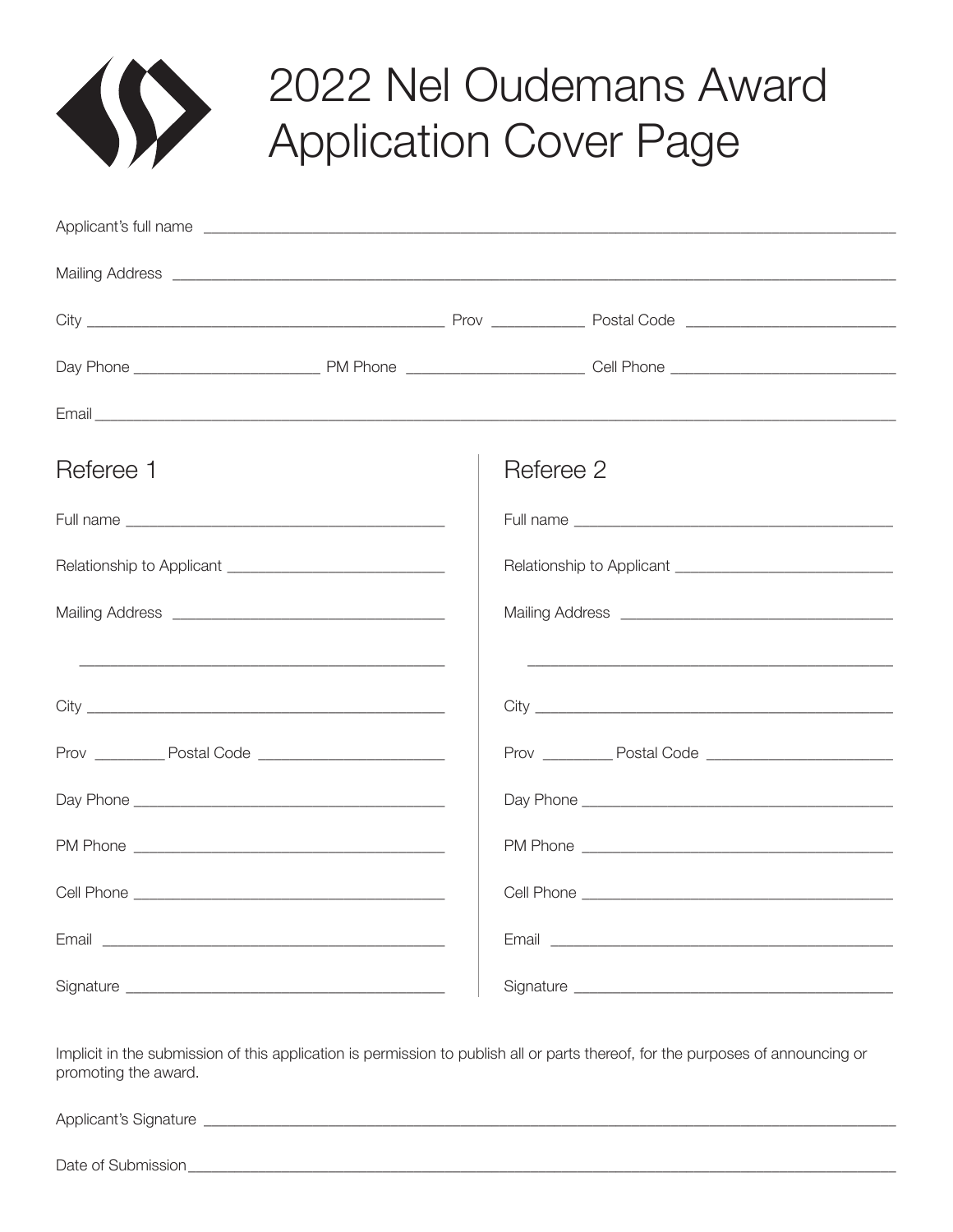# 2022 Nel Oudemans Award Application Cover Page

Applicant's full name ______________________________________________

Mailing Address ______________________________________________

City ______________________ Prov __________ Postal Code ______________

Day Phone ______________ PM Phone ______________ Cell Phone ______________

Email ______________________________________________

## Referee 1

Full name ______________________

Relationship to Applicant ______________________

Mailing Address ______________________

______________________

City ______________________

Prov ________ Postal Code ______________________

Day Phone ______________________

PM Phone ______________________

Cell Phone ______________________

Email ______________________

Signature ______________________

## Referee 2

Full name ______________________

Relationship to Applicant ______________________

Mailing Address ______________________

______________________

City ______________________

Prov ________ Postal Code ______________________

Day Phone ______________________

PM Phone ______________________

Cell Phone ______________________

Email ______________________

Signature ______________________

Implicit in the submission of this application is permission to publish all or parts thereof, for the purposes of announcing or promoting the award.

Applicant's Signature ______________________________________________

Date of Submission ______________________________________________